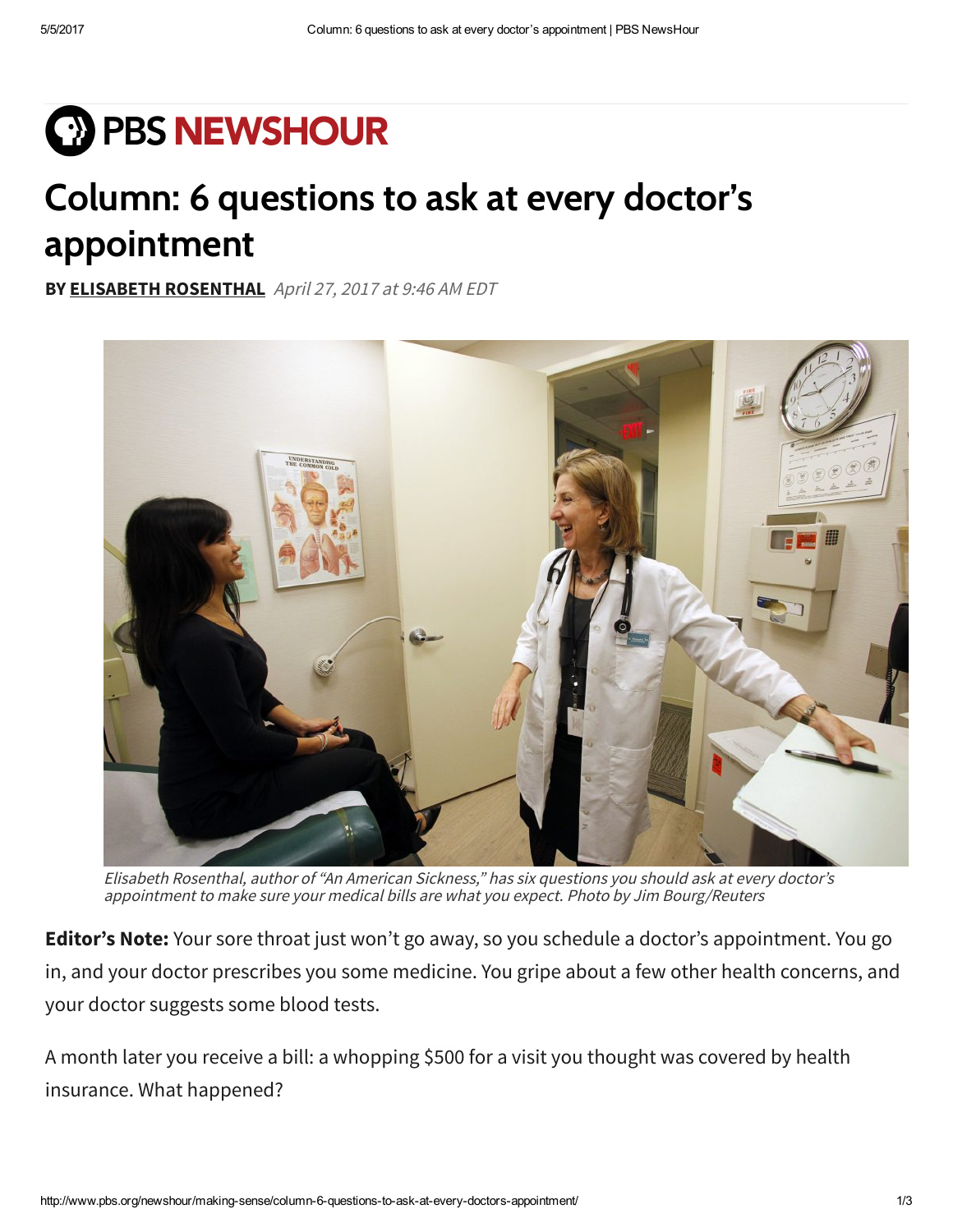PBS NEWSHOUR

# Column: 6 questions to ask at every doctor's appointment

**BY ELISABETH ROSENTHAL** *April 27, 2017 at 9:46 AM EDT*

*Elisabeth Rosenthal, author of "An American Sickness," has six questions you should ask at every doctor's appointment to make sure your medical bills are what you expect. Photo by Jim Bourg/Reuters*

**Editor's Note:** Your sore throat just won't go away, so you schedule a doctor's appointment. You go in, and your doctor prescribes you some medicine. You gripe about a few other health concerns, and your doctor suggests some blood tests.

A month later you receive a bill: a whopping $500 for a visit you thought was covered by health insurance. What happened?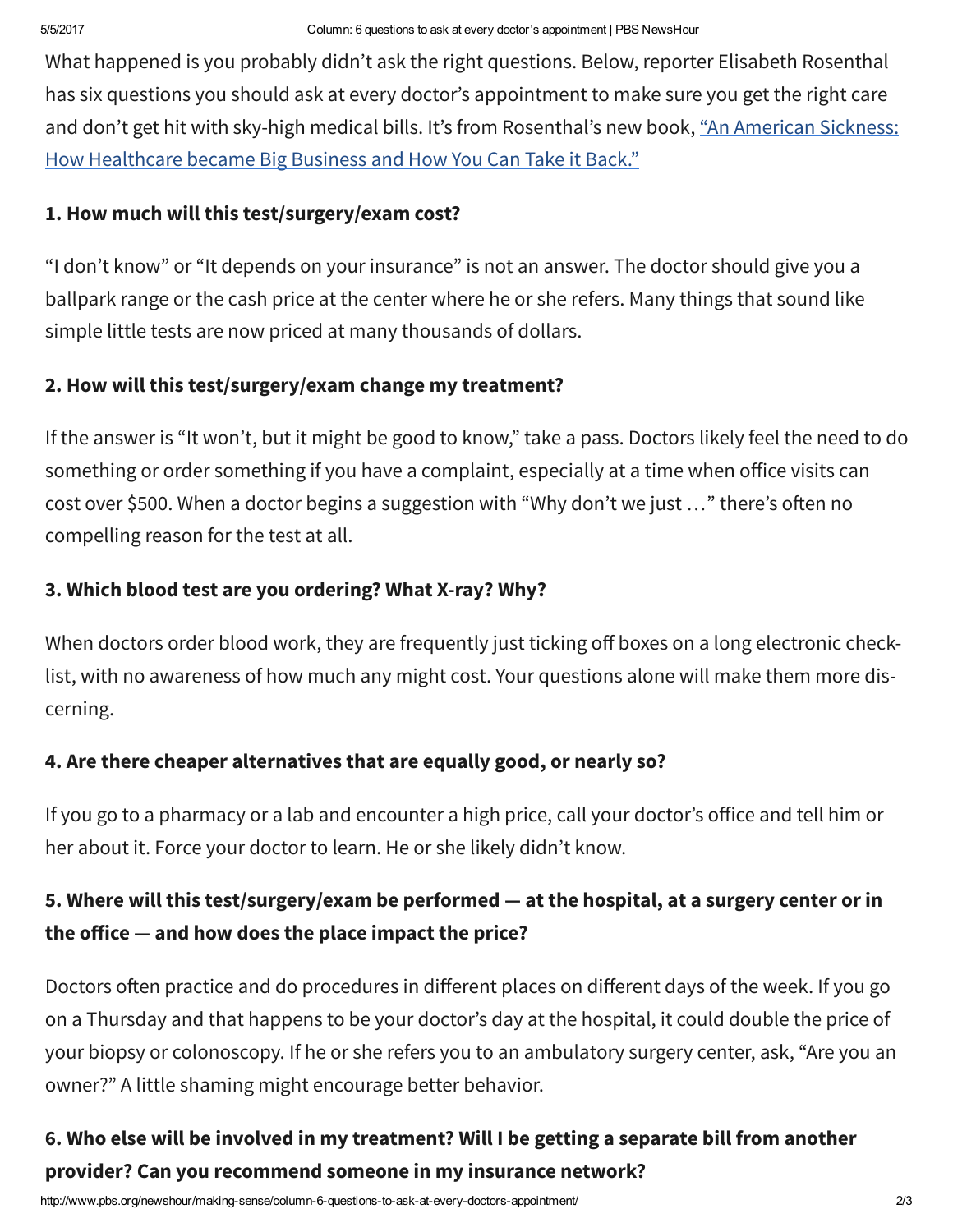What happened is you probably didn't ask the right questions. Below, reporter Elisabeth Rosenthal has six questions you should ask at every doctor's appointment to make sure you get the right care and don't get hit with sky-high medical bills. It's from Rosenthal's new book, "An American Sickness: How Healthcare became Big Business and How You Can Take it Back."

### 1. How much will this test/surgery/exam cost?

"I don't know" or "It depends on your insurance" is not an answer. The doctor should give you a ballpark range or the cash price at the center where he or she refers. Many things that sound like simple little tests are now priced at many thousands of dollars.

### 2. How will this test/surgery/exam change my treatment?

If the answer is "It won't, but it might be good to know," take a pass. Doctors likely feel the need to do something or order something if you have a complaint, especially at a time when office visits can cost over $500. When a doctor begins a suggestion with "Why don't we just …" there's often no compelling reason for the test at all.

### 3. Which blood test are you ordering? What X-ray? Why?

When doctors order blood work, they are frequently just ticking off boxes on a long electronic check-list, with no awareness of how much any might cost. Your questions alone will make them more discerning.

### 4. Are there cheaper alternatives that are equally good, or nearly so?

If you go to a pharmacy or a lab and encounter a high price, call your doctor's office and tell him or her about it. Force your doctor to learn. He or she likely didn't know.

### 5. Where will this test/surgery/exam be performed — at the hospital, at a surgery center or in the office — and how does the place impact the price?

Doctors often practice and do procedures in different places on different days of the week. If you go on a Thursday and that happens to be your doctor's day at the hospital, it could double the price of your biopsy or colonoscopy. If he or she refers you to an ambulatory surgery center, ask, "Are you an owner?" A little shaming might encourage better behavior.

### 6. Who else will be involved in my treatment? Will I be getting a separate bill from another provider? Can you recommend someone in my insurance network?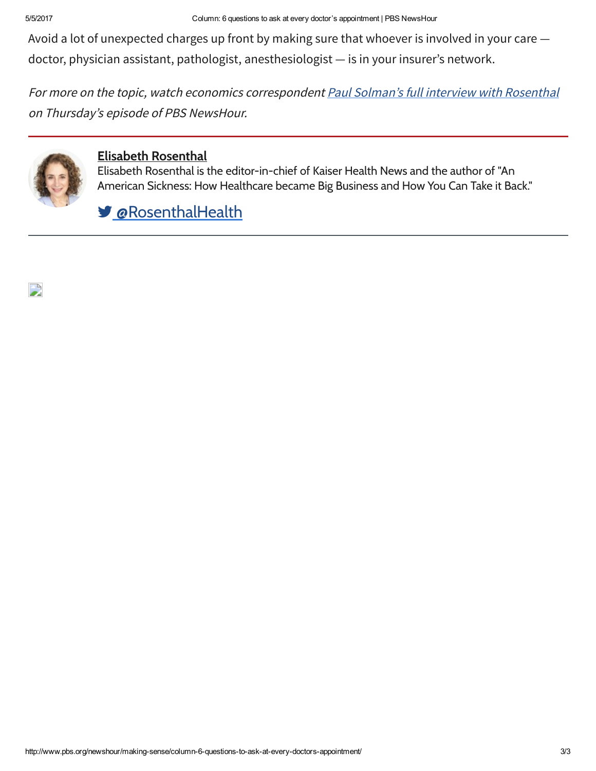Avoid a lot of unexpected charges up front by making sure that whoever is involved in your care — doctor, physician assistant, pathologist, anesthesiologist — is in your insurer's network.

*For more on the topic, watch economics correspondent [Paul Solman's full interview with Rosenthal] on Thursday's episode of PBS NewsHour.*

---

**Elisabeth Rosenthal**

Elisabeth Rosenthal is the editor-in-chief of Kaiser Health News and the author of "An American Sickness: How Healthcare became Big Business and How You Can Take it Back."

@RosenthalHealth

---